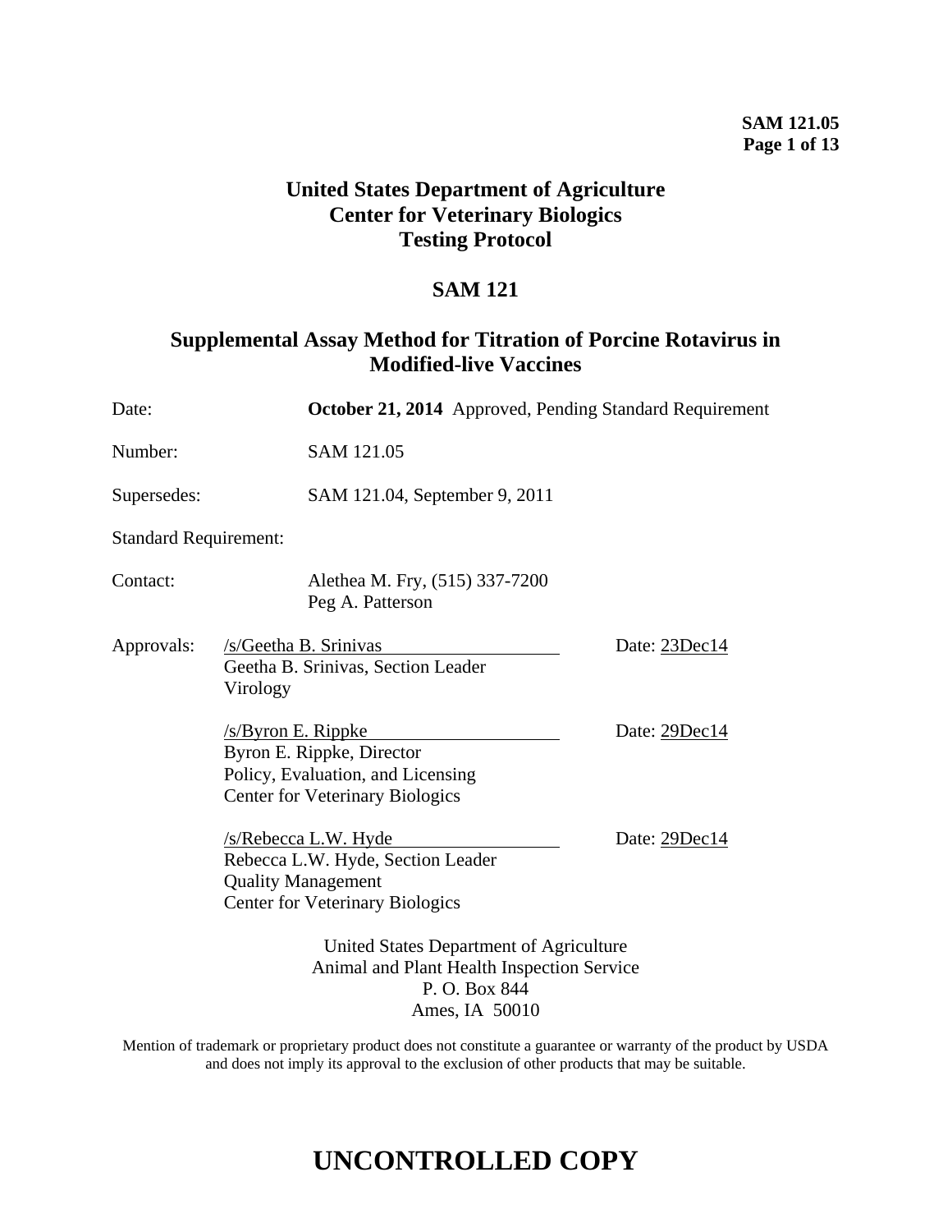**SAM 121.05**

# United States Department of Agriculture
# Center for Veterinary Biologics
# Testing Protocol

## SAM 121

## Supplemental Assay Method for Titration of Porcine Rotavirus in Modified-live Vaccines

Date: **October 21, 2014** Approved, Pending Standard Requirement

Number: SAM 121.05

Supersedes: SAM 121.04, September 9, 2011

Standard Requirement:

Contact: Alethea M. Fry, (515) 337-7200
Peg A. Patterson

Approvals: /s/Geetha B. Srinivas Date: 23Dec14
Geetha B. Srinivas, Section Leader
Virology

/s/Byron E. Rippke Date: 29Dec14
Byron E. Rippke, Director
Policy, Evaluation, and Licensing
Center for Veterinary Biologics

/s/Rebecca L.W. Hyde Date: 29Dec14
Rebecca L.W. Hyde, Section Leader
Quality Management
Center for Veterinary Biologics

United States Department of Agriculture
Animal and Plant Health Inspection Service
P. O. Box 844
Ames, IA 50010

Mention of trademark or proprietary product does not constitute a guarantee or warranty of the product by USDA and does not imply its approval to the exclusion of other products that may be suitable.

# UNCONTROLLED COPY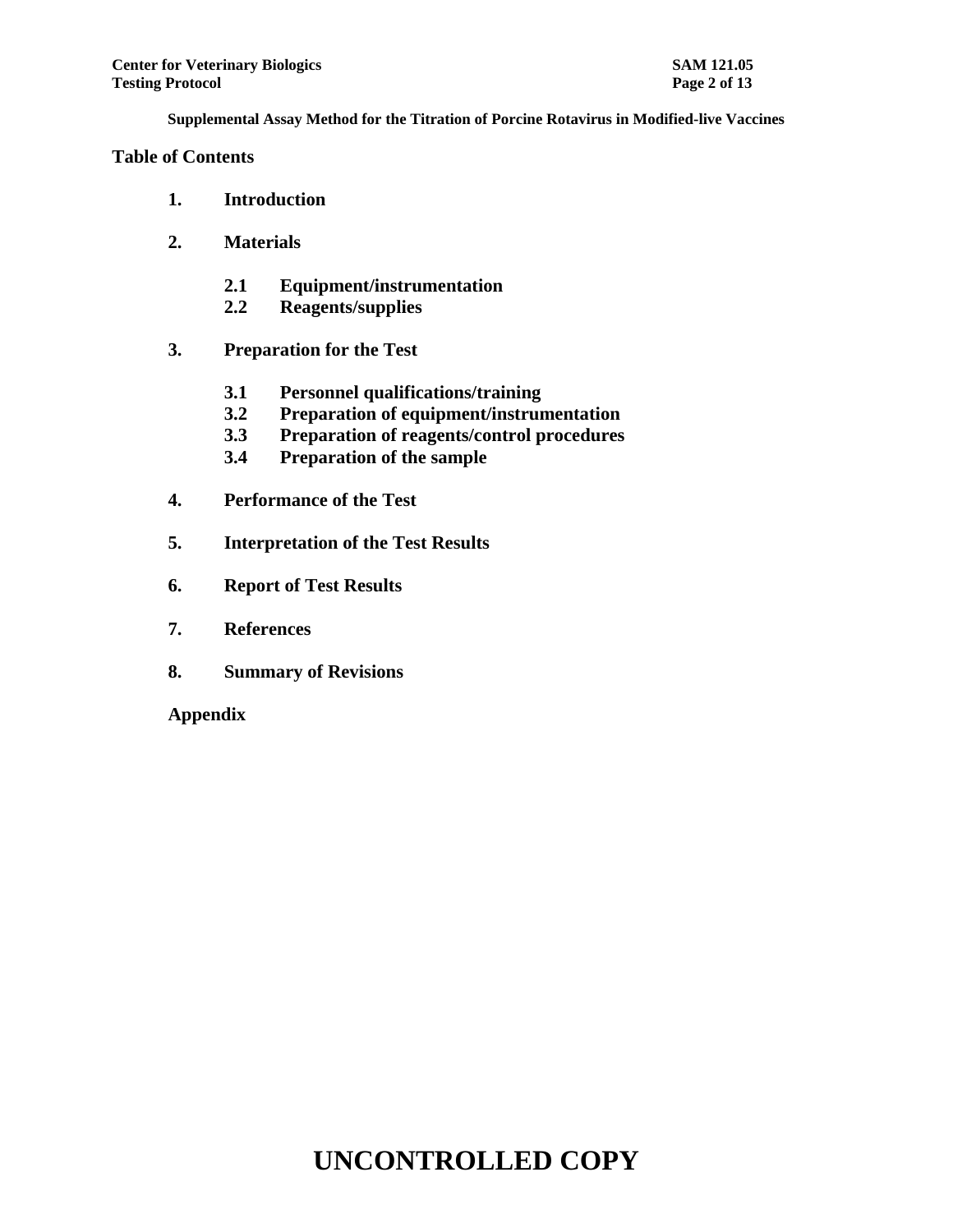**Supplemental Assay Method for the Titration of Porcine Rotavirus in Modified-live Vaccines**

## Table of Contents

1. **Introduction**
2. **Materials**
   - **2.1 Equipment/instrumentation**
   - **2.2 Reagents/supplies**
3. **Preparation for the Test**
   - **3.1 Personnel qualifications/training**
   - **3.2 Preparation of equipment/instrumentation**
   - **3.3 Preparation of reagents/control procedures**
   - **3.4 Preparation of the sample**
4. **Performance of the Test**
5. **Interpretation of the Test Results**
6. **Report of Test Results**
7. **References**
8. **Summary of Revisions**

**Appendix**

# UNCONTROLLED COPY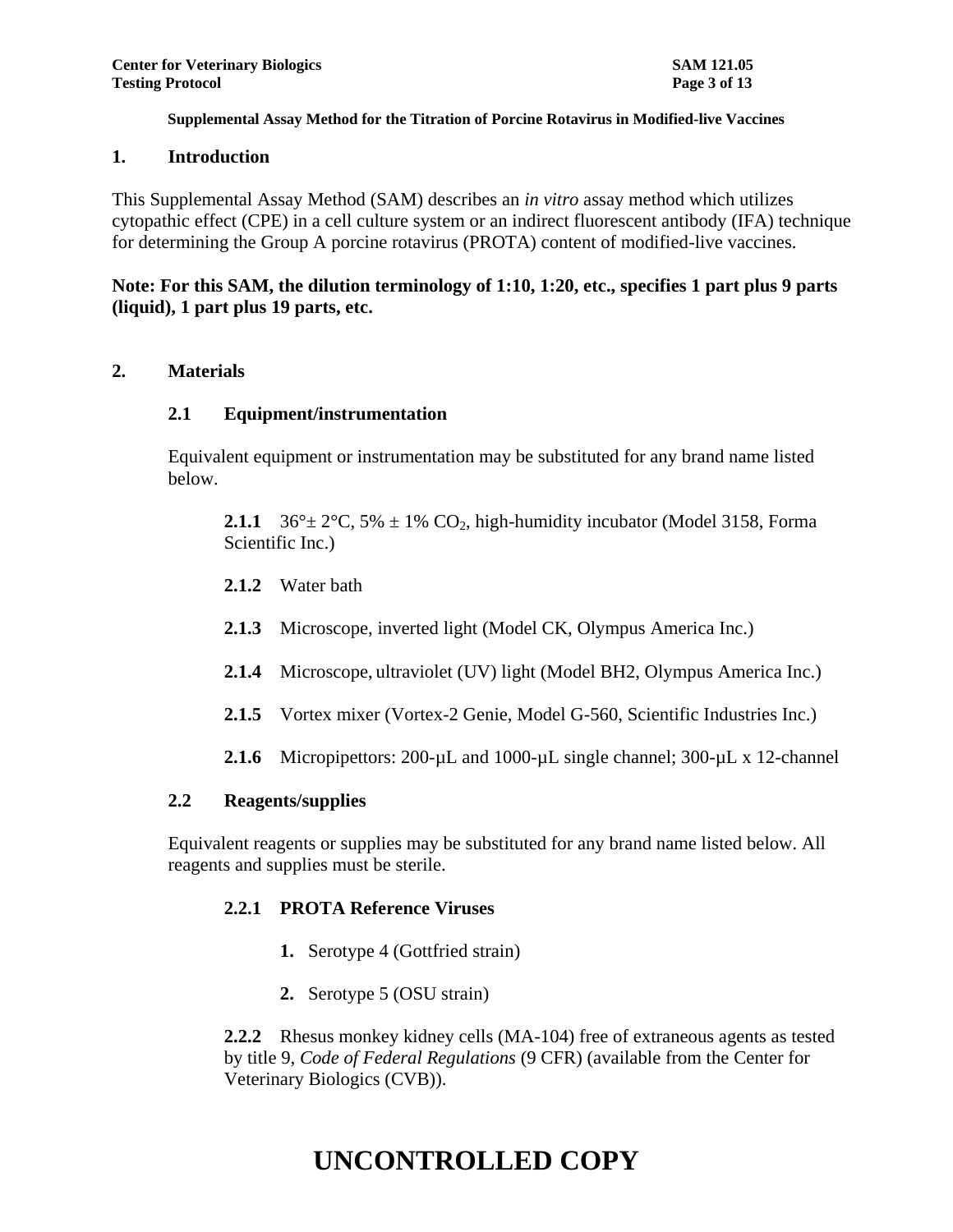Supplemental Assay Method for the Titration of Porcine Rotavirus in Modified-live Vaccines

## 1. Introduction

This Supplemental Assay Method (SAM) describes an *in vitro* assay method which utilizes cytopathic effect (CPE) in a cell culture system or an indirect fluorescent antibody (IFA) technique for determining the Group A porcine rotavirus (PROTA) content of modified-live vaccines.

**Note: For this SAM, the dilution terminology of 1:10, 1:20, etc., specifies 1 part plus 9 parts (liquid), 1 part plus 19 parts, etc.**

## 2. Materials

### 2.1 Equipment/instrumentation

Equivalent equipment or instrumentation may be substituted for any brand name listed below.

**2.1.1** 36°± 2°C, 5% ± 1% $CO_2$, high-humidity incubator (Model 3158, Forma Scientific Inc.)

**2.1.2** Water bath

**2.1.3** Microscope, inverted light (Model CK, Olympus America Inc.)

**2.1.4** Microscope, ultraviolet (UV) light (Model BH2, Olympus America Inc.)

**2.1.5** Vortex mixer (Vortex-2 Genie, Model G-560, Scientific Industries Inc.)

**2.1.6** Micropipettors: 200-µL and 1000-µL single channel; 300-µL x 12-channel

### 2.2 Reagents/supplies

Equivalent reagents or supplies may be substituted for any brand name listed below. All reagents and supplies must be sterile.

**2.2.1 PROTA Reference Viruses**

1. Serotype 4 (Gottfried strain)
2. Serotype 5 (OSU strain)

**2.2.2** Rhesus monkey kidney cells (MA-104) free of extraneous agents as tested by title 9, *Code of Federal Regulations* (9 CFR) (available from the Center for Veterinary Biologics (CVB)).

UNCONTROLLED COPY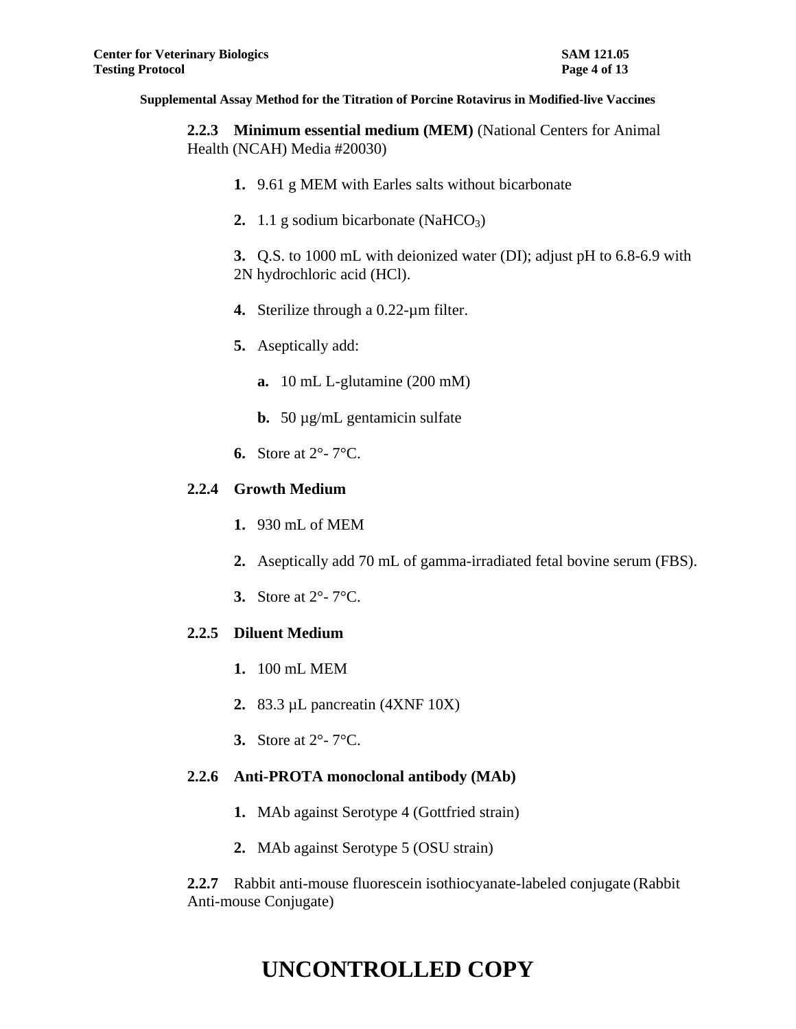**2.2.3 Minimum essential medium (MEM)** (National Centers for Animal Health (NCAH) Media #20030)

1. 9.61 g MEM with Earles salts without bicarbonate
2. 1.1 g sodium bicarbonate ($NaHCO_3$)
3. Q.S. to 1000 mL with deionized water (DI); adjust pH to 6.8-6.9 with 2N hydrochloric acid (HCl).
4. Sterilize through a 0.22-µm filter.
5. Aseptically add:
   a. 10 mL L-glutamine (200 mM)
   b. 50 µg/mL gentamicin sulfate
6. Store at 2°- 7°C.

**2.2.4 Growth Medium**

1. 930 mL of MEM
2. Aseptically add 70 mL of gamma-irradiated fetal bovine serum (FBS).
3. Store at 2°- 7°C.

**2.2.5 Diluent Medium**

1. 100 mL MEM
2. 83.3 µL pancreatin (4XNF 10X)
3. Store at 2°- 7°C.

**2.2.6 Anti-PROTA monoclonal antibody (MAb)**

1. MAb against Serotype 4 (Gottfried strain)
2. MAb against Serotype 5 (OSU strain)

**2.2.7** Rabbit anti-mouse fluorescein isothiocyanate-labeled conjugate (Rabbit Anti-mouse Conjugate)

# UNCONTROLLED COPY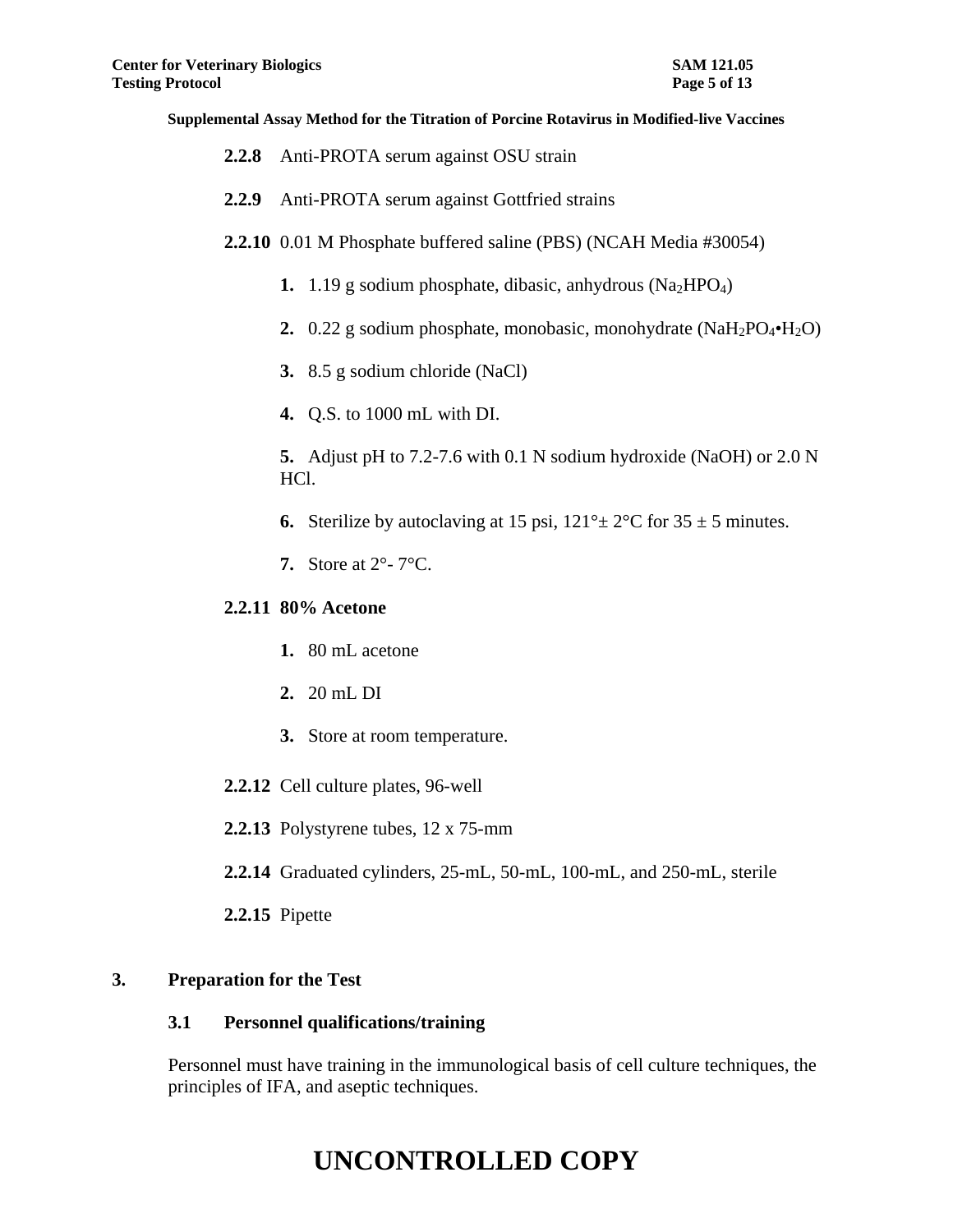**2.2.8** Anti-PROTA serum against OSU strain

**2.2.9** Anti-PROTA serum against Gottfried strains

**2.2.10** 0.01 M Phosphate buffered saline (PBS) (NCAH Media #30054)

**1.** 1.19 g sodium phosphate, dibasic, anhydrous ($Na_2HPO_4$)

**2.** 0.22 g sodium phosphate, monobasic, monohydrate ($NaH_2PO_4 \cdot H_2O$)

**3.** 8.5 g sodium chloride (NaCl)

**4.** Q.S. to 1000 mL with DI.

**5.** Adjust pH to 7.2-7.6 with 0.1 N sodium hydroxide (NaOH) or 2.0 N HCl.

**6.** Sterilize by autoclaving at 15 psi, 121°± 2°C for 35 ± 5 minutes.

**7.** Store at 2°- 7°C.

**2.2.11 80% Acetone**

**1.** 80 mL acetone

**2.** 20 mL DI

**3.** Store at room temperature.

**2.2.12** Cell culture plates, 96-well

**2.2.13** Polystyrene tubes, 12 x 75-mm

**2.2.14** Graduated cylinders, 25-mL, 50-mL, 100-mL, and 250-mL, sterile

**2.2.15** Pipette

## 3. Preparation for the Test

### 3.1 Personnel qualifications/training

Personnel must have training in the immunological basis of cell culture techniques, the principles of IFA, and aseptic techniques.

**UNCONTROLLED COPY**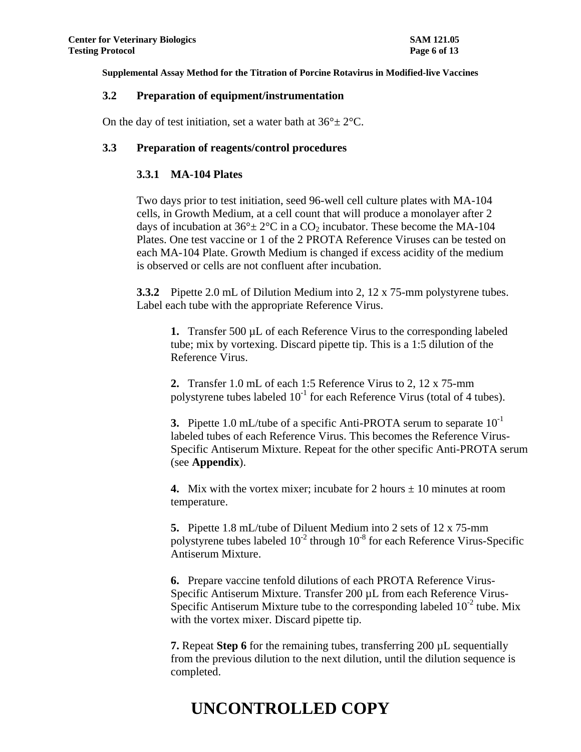Supplemental Assay Method for the Titration of Porcine Rotavirus in Modified-live Vaccines

### 3.2 Preparation of equipment/instrumentation

On the day of test initiation, set a water bath at 36°± 2°C.

### 3.3 Preparation of reagents/control procedures

#### 3.3.1 MA-104 Plates

Two days prior to test initiation, seed 96-well cell culture plates with MA-104 cells, in Growth Medium, at a cell count that will produce a monolayer after 2 days of incubation at 36°± 2°C in a $CO_2$ incubator. These become the MA-104 Plates. One test vaccine or 1 of the 2 PROTA Reference Viruses can be tested on each MA-104 Plate. Growth Medium is changed if excess acidity of the medium is observed or cells are not confluent after incubation.

**3.3.2** Pipette 2.0 mL of Dilution Medium into 2, 12 x 75-mm polystyrene tubes. Label each tube with the appropriate Reference Virus.

**1.** Transfer 500 µL of each Reference Virus to the corresponding labeled tube; mix by vortexing. Discard pipette tip. This is a 1:5 dilution of the Reference Virus.

**2.** Transfer 1.0 mL of each 1:5 Reference Virus to 2, 12 x 75-mm polystyrene tubes labeled $10^{-1}$ for each Reference Virus (total of 4 tubes).

**3.** Pipette 1.0 mL/tube of a specific Anti-PROTA serum to separate $10^{-1}$ labeled tubes of each Reference Virus. This becomes the Reference Virus-Specific Antiserum Mixture. Repeat for the other specific Anti-PROTA serum (see **Appendix**).

**4.** Mix with the vortex mixer; incubate for 2 hours ± 10 minutes at room temperature.

**5.** Pipette 1.8 mL/tube of Diluent Medium into 2 sets of 12 x 75-mm polystyrene tubes labeled $10^{-2}$ through $10^{-8}$ for each Reference Virus-Specific Antiserum Mixture.

**6.** Prepare vaccine tenfold dilutions of each PROTA Reference Virus-Specific Antiserum Mixture. Transfer 200 µL from each Reference Virus-Specific Antiserum Mixture tube to the corresponding labeled $10^{-2}$ tube. Mix with the vortex mixer. Discard pipette tip.

**7.** Repeat **Step 6** for the remaining tubes, transferring 200 µL sequentially from the previous dilution to the next dilution, until the dilution sequence is completed.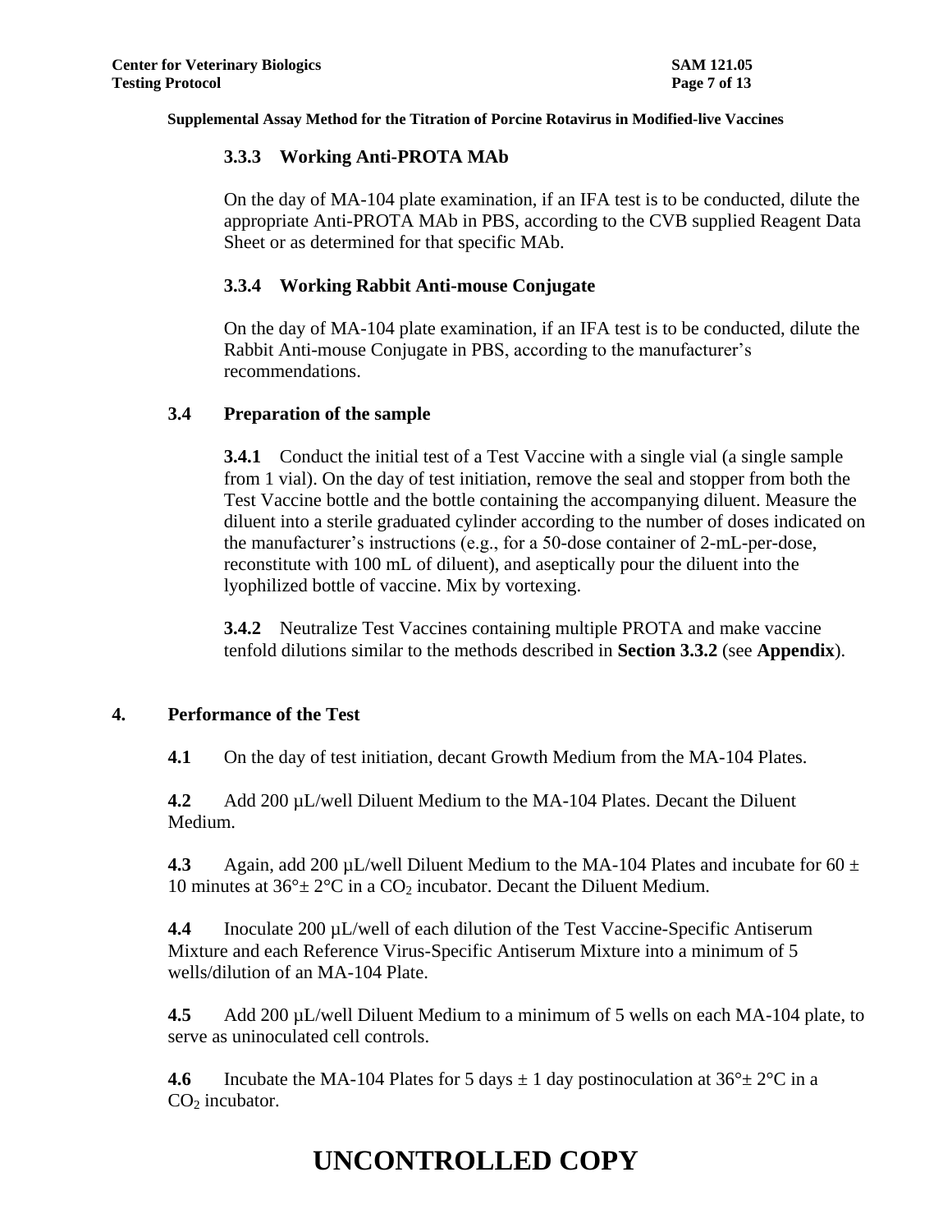### 3.3.3 Working Anti-PROTA MAb

On the day of MA-104 plate examination, if an IFA test is to be conducted, dilute the appropriate Anti-PROTA MAb in PBS, according to the CVB supplied Reagent Data Sheet or as determined for that specific MAb.

### 3.3.4 Working Rabbit Anti-mouse Conjugate

On the day of MA-104 plate examination, if an IFA test is to be conducted, dilute the Rabbit Anti-mouse Conjugate in PBS, according to the manufacturer's recommendations.

## 3.4 Preparation of the sample

**3.4.1** Conduct the initial test of a Test Vaccine with a single vial (a single sample from 1 vial). On the day of test initiation, remove the seal and stopper from both the Test Vaccine bottle and the bottle containing the accompanying diluent. Measure the diluent into a sterile graduated cylinder according to the number of doses indicated on the manufacturer's instructions (e.g., for a 50-dose container of 2-mL-per-dose, reconstitute with 100 mL of diluent), and aseptically pour the diluent into the lyophilized bottle of vaccine. Mix by vortexing.

**3.4.2** Neutralize Test Vaccines containing multiple PROTA and make vaccine tenfold dilutions similar to the methods described in **Section 3.3.2** (see **Appendix**).

# 4. Performance of the Test

**4.1** On the day of test initiation, decant Growth Medium from the MA-104 Plates.

**4.2** Add 200 µL/well Diluent Medium to the MA-104 Plates. Decant the Diluent Medium.

**4.3** Again, add 200 µL/well Diluent Medium to the MA-104 Plates and incubate for 60 ± 10 minutes at 36°± 2°C in a $CO_2$ incubator. Decant the Diluent Medium.

**4.4** Inoculate 200 µL/well of each dilution of the Test Vaccine-Specific Antiserum Mixture and each Reference Virus-Specific Antiserum Mixture into a minimum of 5 wells/dilution of an MA-104 Plate.

**4.5** Add 200 µL/well Diluent Medium to a minimum of 5 wells on each MA-104 plate, to serve as uninoculated cell controls.

**4.6** Incubate the MA-104 Plates for 5 days ± 1 day postinoculation at 36°± 2°C in a $CO_2$ incubator.

# UNCONTROLLED COPY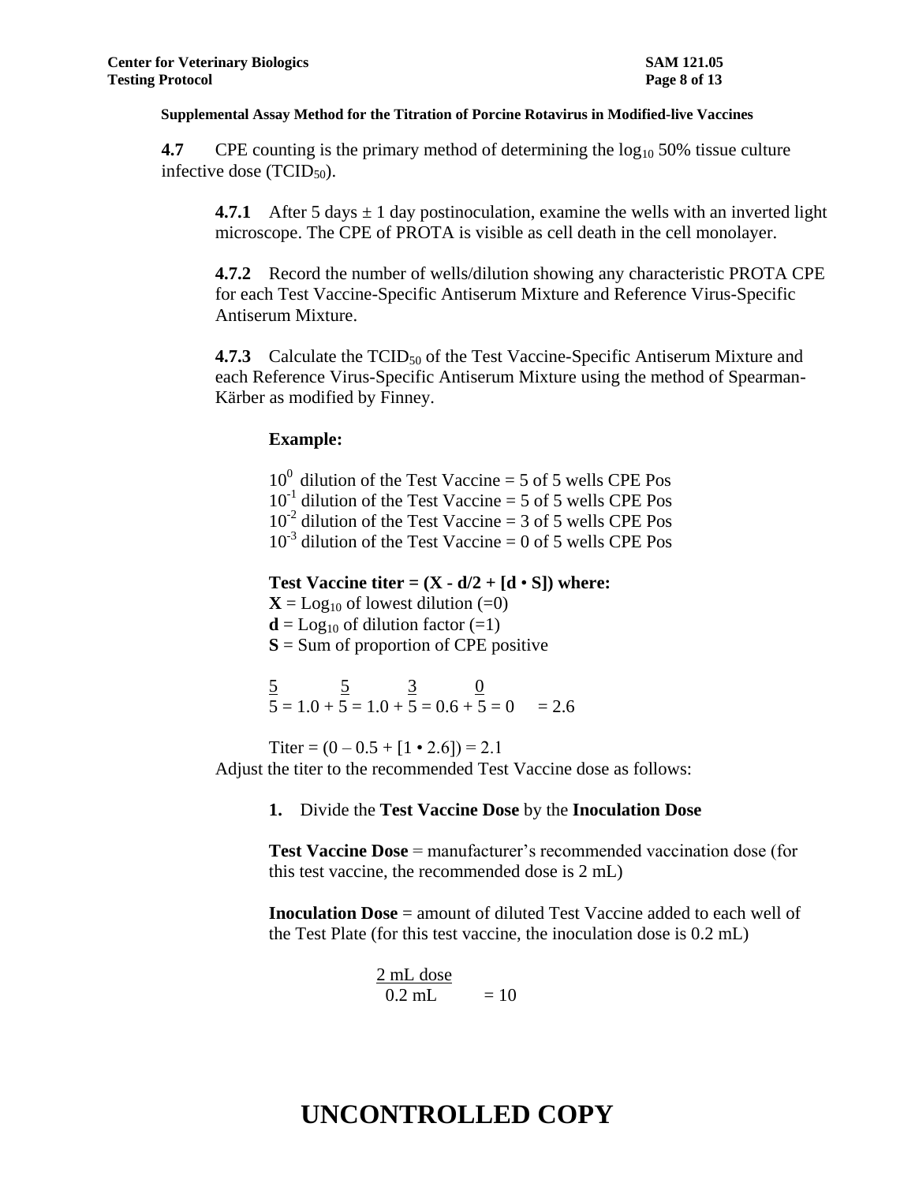**Supplemental Assay Method for the Titration of Porcine Rotavirus in Modified-live Vaccines**

**4.7** CPE counting is the primary method of determining the $\log_{10}$ 50% tissue culture infective dose ($TCID_{50}$).

**4.7.1** After 5 days ± 1 day postinoculation, examine the wells with an inverted light microscope. The CPE of PROTA is visible as cell death in the cell monolayer.

**4.7.2** Record the number of wells/dilution showing any characteristic PROTA CPE for each Test Vaccine-Specific Antiserum Mixture and Reference Virus-Specific Antiserum Mixture.

**4.7.3** Calculate the $TCID_{50}$ of the Test Vaccine-Specific Antiserum Mixture and each Reference Virus-Specific Antiserum Mixture using the method of Spearman-Kärber as modified by Finney.

**Example:**

$10^{0}$ dilution of the Test Vaccine = 5 of 5 wells CPE Pos
$10^{-1}$ dilution of the Test Vaccine = 5 of 5 wells CPE Pos
$10^{-2}$ dilution of the Test Vaccine = 3 of 5 wells CPE Pos
$10^{-3}$ dilution of the Test Vaccine = 0 of 5 wells CPE Pos

**Test Vaccine titer = (X - d/2 + [d • S]) where:**
**X** = $\text{Log}_{10}$ of lowest dilution (=0)
**d** = $\text{Log}_{10}$ of dilution factor (=1)
**S** = Sum of proportion of CPE positive

$$\frac{5}{5} = 1.0 + \frac{5}{5} = 1.0 + \frac{3}{5} = 0.6 + \frac{0}{5} = 0 \quad = 2.6$$

Titer = (0 – 0.5 + [1 • 2.6]) = 2.1

Adjust the titer to the recommended Test Vaccine dose as follows:

**1.** Divide the **Test Vaccine Dose** by the **Inoculation Dose**

**Test Vaccine Dose** = manufacturer's recommended vaccination dose (for this test vaccine, the recommended dose is 2 mL)

**Inoculation Dose** = amount of diluted Test Vaccine added to each well of the Test Plate (for this test vaccine, the inoculation dose is 0.2 mL)

$$\frac{2 \text{ mL dose}}{0.2 \text{ mL}} = 10$$

**UNCONTROLLED COPY**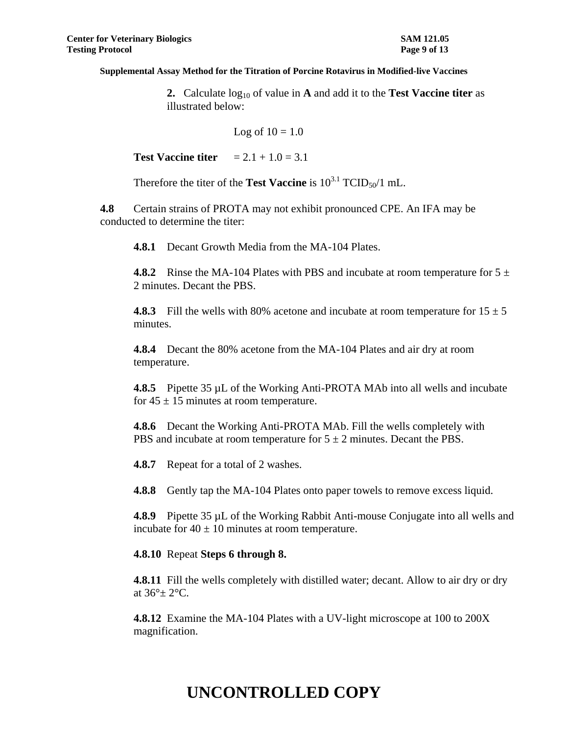**2.** Calculate $\log_{10}$ of value in **A** and add it to the **Test Vaccine titer** as illustrated below:

Log of 10 = 1.0

**Test Vaccine titer** = 2.1 + 1.0 = 3.1

Therefore the titer of the **Test Vaccine** is $10^{3.1}$ $TCID_{50}$/1 mL.

**4.8** Certain strains of PROTA may not exhibit pronounced CPE. An IFA may be conducted to determine the titer:

**4.8.1** Decant Growth Media from the MA-104 Plates.

**4.8.2** Rinse the MA-104 Plates with PBS and incubate at room temperature for 5 ± 2 minutes. Decant the PBS.

**4.8.3** Fill the wells with 80% acetone and incubate at room temperature for 15 ± 5 minutes.

**4.8.4** Decant the 80% acetone from the MA-104 Plates and air dry at room temperature.

**4.8.5** Pipette 35 µL of the Working Anti-PROTA MAb into all wells and incubate for 45 ± 15 minutes at room temperature.

**4.8.6** Decant the Working Anti-PROTA MAb. Fill the wells completely with PBS and incubate at room temperature for 5 ± 2 minutes. Decant the PBS.

**4.8.7** Repeat for a total of 2 washes.

**4.8.8** Gently tap the MA-104 Plates onto paper towels to remove excess liquid.

**4.8.9** Pipette 35 µL of the Working Rabbit Anti-mouse Conjugate into all wells and incubate for 40 ± 10 minutes at room temperature.

**4.8.10** Repeat **Steps 6 through 8.**

**4.8.11** Fill the wells completely with distilled water; decant. Allow to air dry or dry at 36°± 2°C.

**4.8.12** Examine the MA-104 Plates with a UV-light microscope at 100 to 200X magnification.

# UNCONTROLLED COPY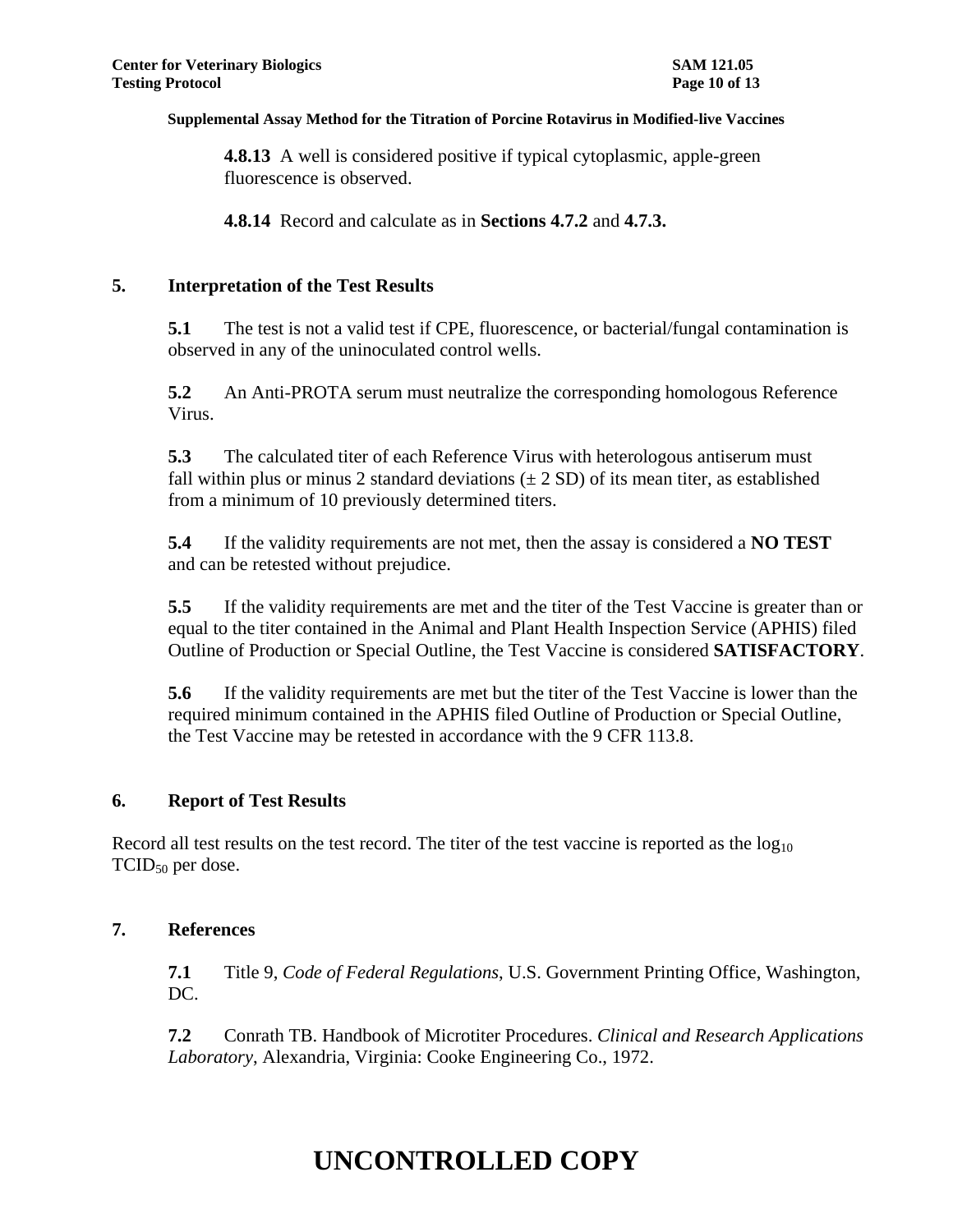**4.8.13** A well is considered positive if typical cytoplasmic, apple-green fluorescence is observed.

**4.8.14** Record and calculate as in **Sections 4.7.2** and **4.7.3.**

## 5. Interpretation of the Test Results

**5.1** The test is not a valid test if CPE, fluorescence, or bacterial/fungal contamination is observed in any of the uninoculated control wells.

**5.2** An Anti-PROTA serum must neutralize the corresponding homologous Reference Virus.

**5.3** The calculated titer of each Reference Virus with heterologous antiserum must fall within plus or minus 2 standard deviations (± 2 SD) of its mean titer, as established from a minimum of 10 previously determined titers.

**5.4** If the validity requirements are not met, then the assay is considered a **NO TEST** and can be retested without prejudice.

**5.5** If the validity requirements are met and the titer of the Test Vaccine is greater than or equal to the titer contained in the Animal and Plant Health Inspection Service (APHIS) filed Outline of Production or Special Outline, the Test Vaccine is considered **SATISFACTORY**.

**5.6** If the validity requirements are met but the titer of the Test Vaccine is lower than the required minimum contained in the APHIS filed Outline of Production or Special Outline, the Test Vaccine may be retested in accordance with the 9 CFR 113.8.

## 6. Report of Test Results

Record all test results on the test record. The titer of the test vaccine is reported as the $\log_{10}$ $TCID_{50}$ per dose.

## 7. References

**7.1** Title 9, *Code of Federal Regulations*, U.S. Government Printing Office, Washington, DC.

**7.2** Conrath TB. Handbook of Microtiter Procedures. *Clinical and Research Applications Laboratory*, Alexandria, Virginia: Cooke Engineering Co., 1972.

# UNCONTROLLED COPY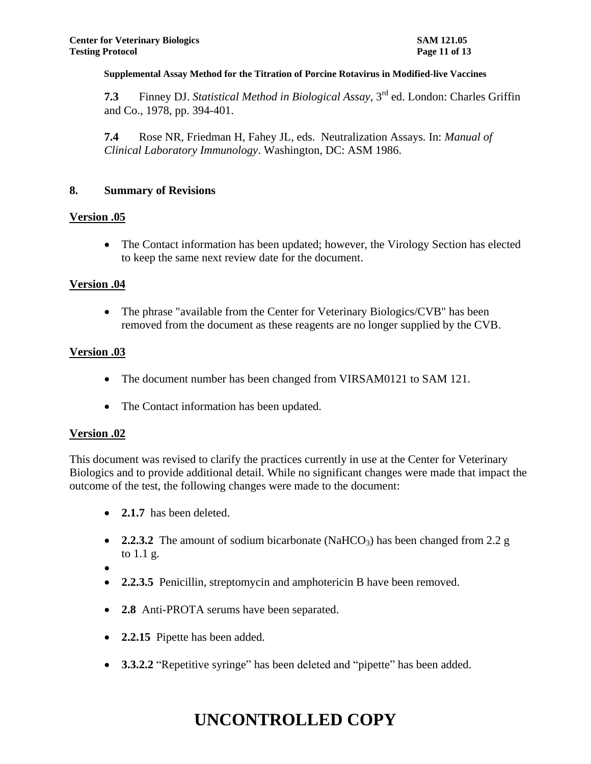**Supplemental Assay Method for the Titration of Porcine Rotavirus in Modified-live Vaccines**

**7.3** Finney DJ. *Statistical Method in Biological Assay*, 3rd ed. London: Charles Griffin and Co., 1978, pp. 394-401.

**7.4** Rose NR, Friedman H, Fahey JL, eds. Neutralization Assays. In: *Manual of Clinical Laboratory Immunology*. Washington, DC: ASM 1986.

## 8. Summary of Revisions

**Version .05**

- The Contact information has been updated; however, the Virology Section has elected to keep the same next review date for the document.

**Version .04**

- The phrase "available from the Center for Veterinary Biologics/CVB" has been removed from the document as these reagents are no longer supplied by the CVB.

**Version .03**

- The document number has been changed from VIRSAM0121 to SAM 121.
- The Contact information has been updated.

**Version .02**

This document was revised to clarify the practices currently in use at the Center for Veterinary Biologics and to provide additional detail. While no significant changes were made that impact the outcome of the test, the following changes were made to the document:

- **2.1.7** has been deleted.
- **2.2.3.2** The amount of sodium bicarbonate ($NaHCO_3$) has been changed from 2.2 g to 1.1 g.
- 
- **2.2.3.5** Penicillin, streptomycin and amphotericin B have been removed.
- **2.8** Anti-PROTA serums have been separated.
- **2.2.15** Pipette has been added.
- **3.3.2.2** "Repetitive syringe" has been deleted and "pipette" has been added.

**UNCONTROLLED COPY**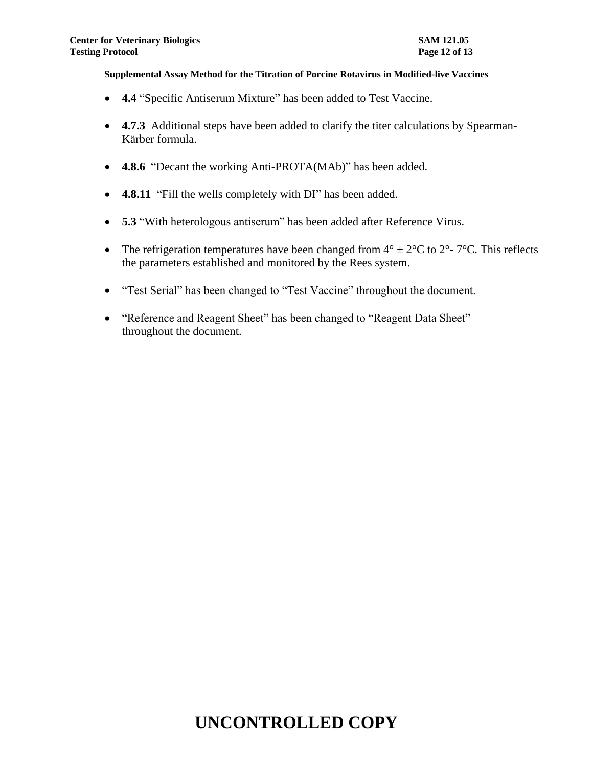- **4.4** “Specific Antiserum Mixture” has been added to Test Vaccine.

- **4.7.3** Additional steps have been added to clarify the titer calculations by Spearman-Kärber formula.

- **4.8.6** “Decant the working Anti-PROTA(MAb)” has been added.

- **4.8.11** “Fill the wells completely with DI” has been added.

- **5.3** “With heterologous antiserum” has been added after Reference Virus.

- The refrigeration temperatures have been changed from 4° ± 2°C to 2°- 7°C. This reflects the parameters established and monitored by the Rees system.

- “Test Serial” has been changed to “Test Vaccine” throughout the document.

- “Reference and Reagent Sheet” has been changed to “Reagent Data Sheet” throughout the document.

# UNCONTROLLED COPY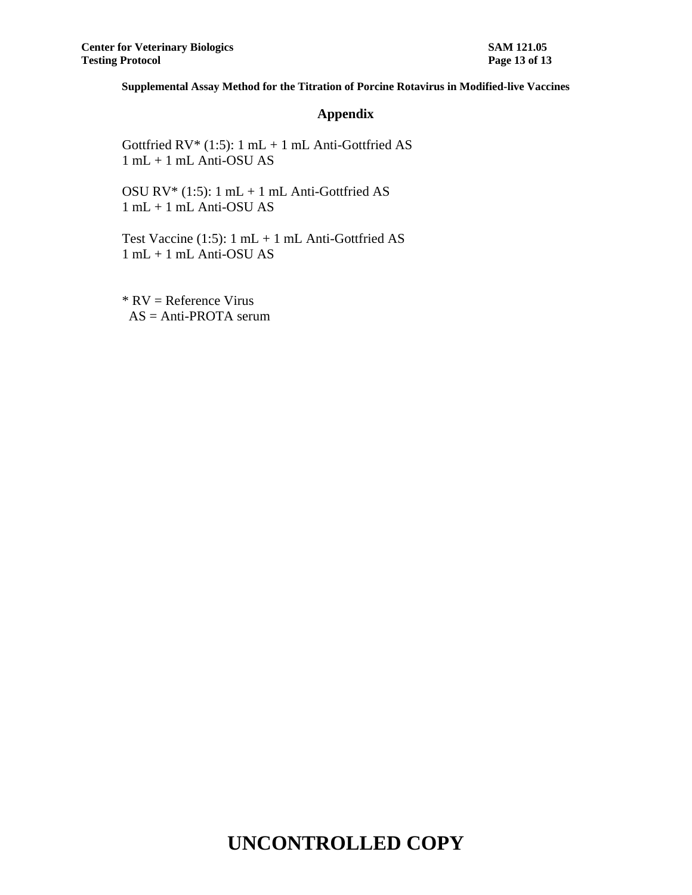## Appendix

Gottfried RV* (1:5): 1 mL + 1 mL Anti-Gottfried AS
1 mL + 1 mL Anti-OSU AS

OSU RV* (1:5): 1 mL + 1 mL Anti-Gottfried AS
1 mL + 1 mL Anti-OSU AS

Test Vaccine (1:5): 1 mL + 1 mL Anti-Gottfried AS
1 mL + 1 mL Anti-OSU AS

* RV = Reference Virus
AS = Anti-PROTA serum

**UNCONTROLLED COPY**